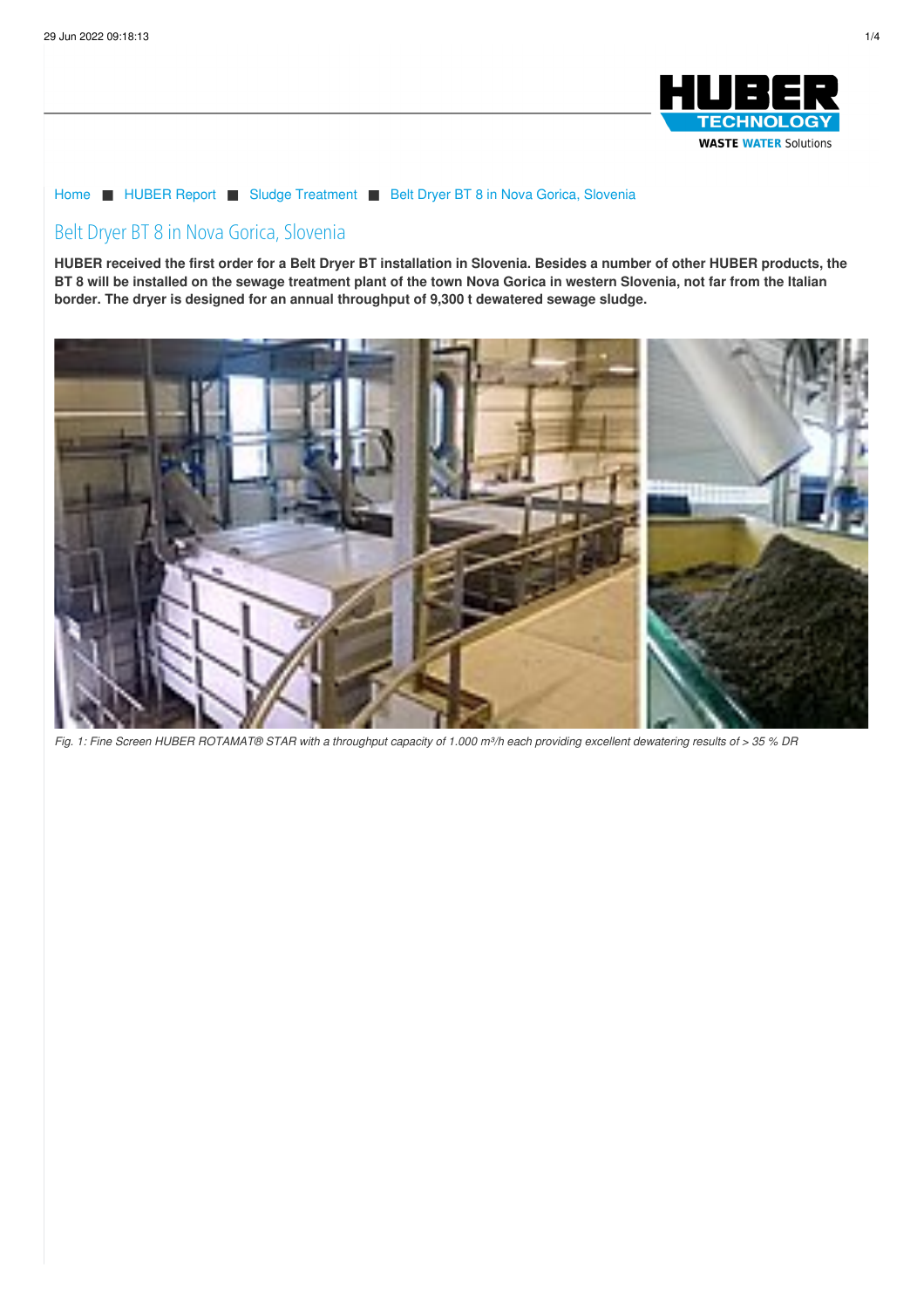Home ■ HUBER Report ■ Sludge Treatment ■ Belt Dryer BT 8 in Nova Gorica, Slovenia

# Belt Dryer BT 8 in Nova Gorica, Slovenia

**HUBER received the first order for a Belt Dryer BT installation in Slovenia. Besides a number of other HUBER products, the BT 8 will be installed on the sewage treatment plant of the town Nova Gorica in western Slovenia, not far from the Italian border. The dryer is designed for an annual throughput of 9,300 t dewatered sewage sludge.**

*Fig. 1: Fine Screen HUBER ROTAMAT® STAR with a throughput capacity of 1.000 m³/h each providing excellent dewatering results of > 35 % DR*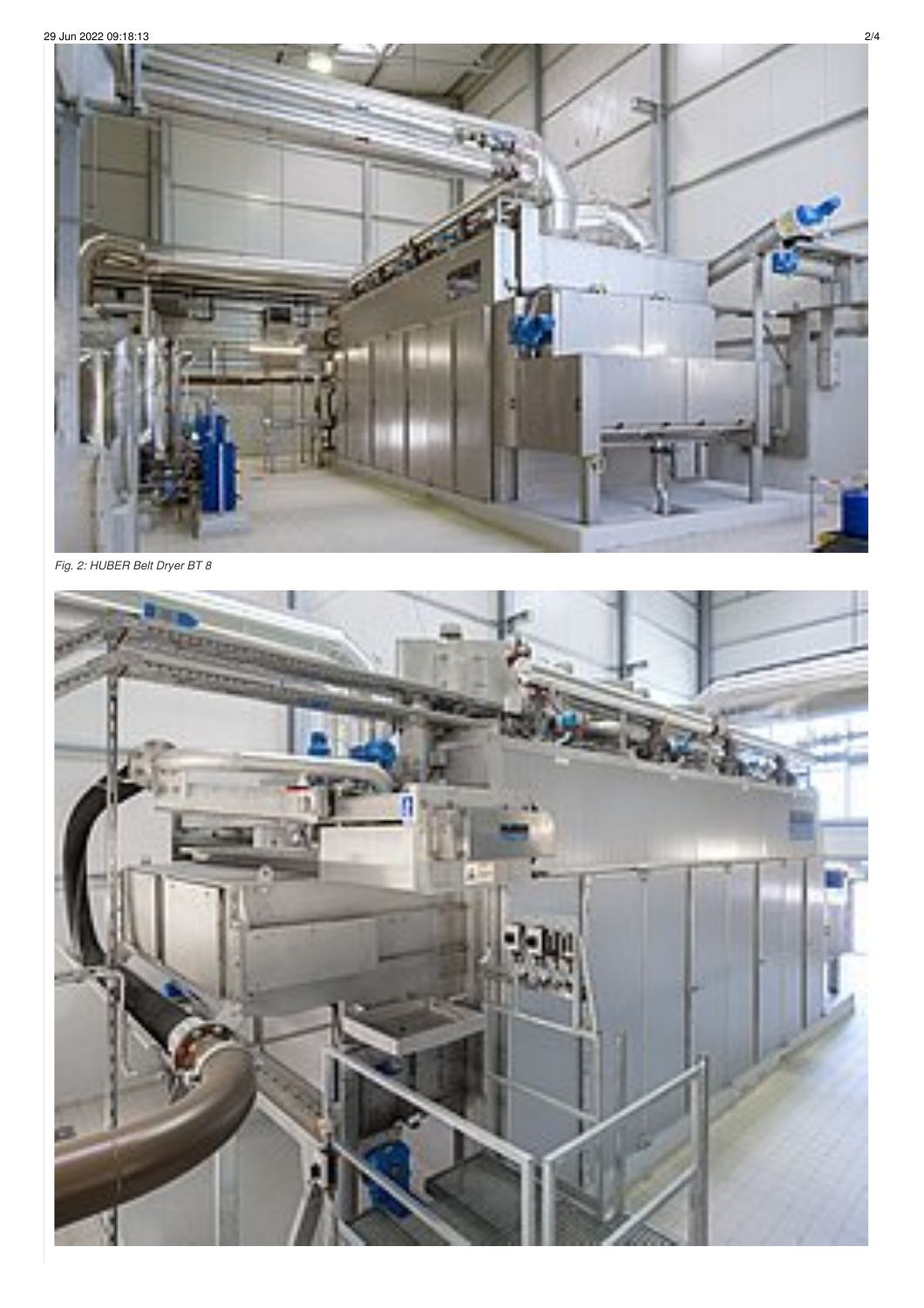*Fig. 2: HUBER Belt Dryer BT 8*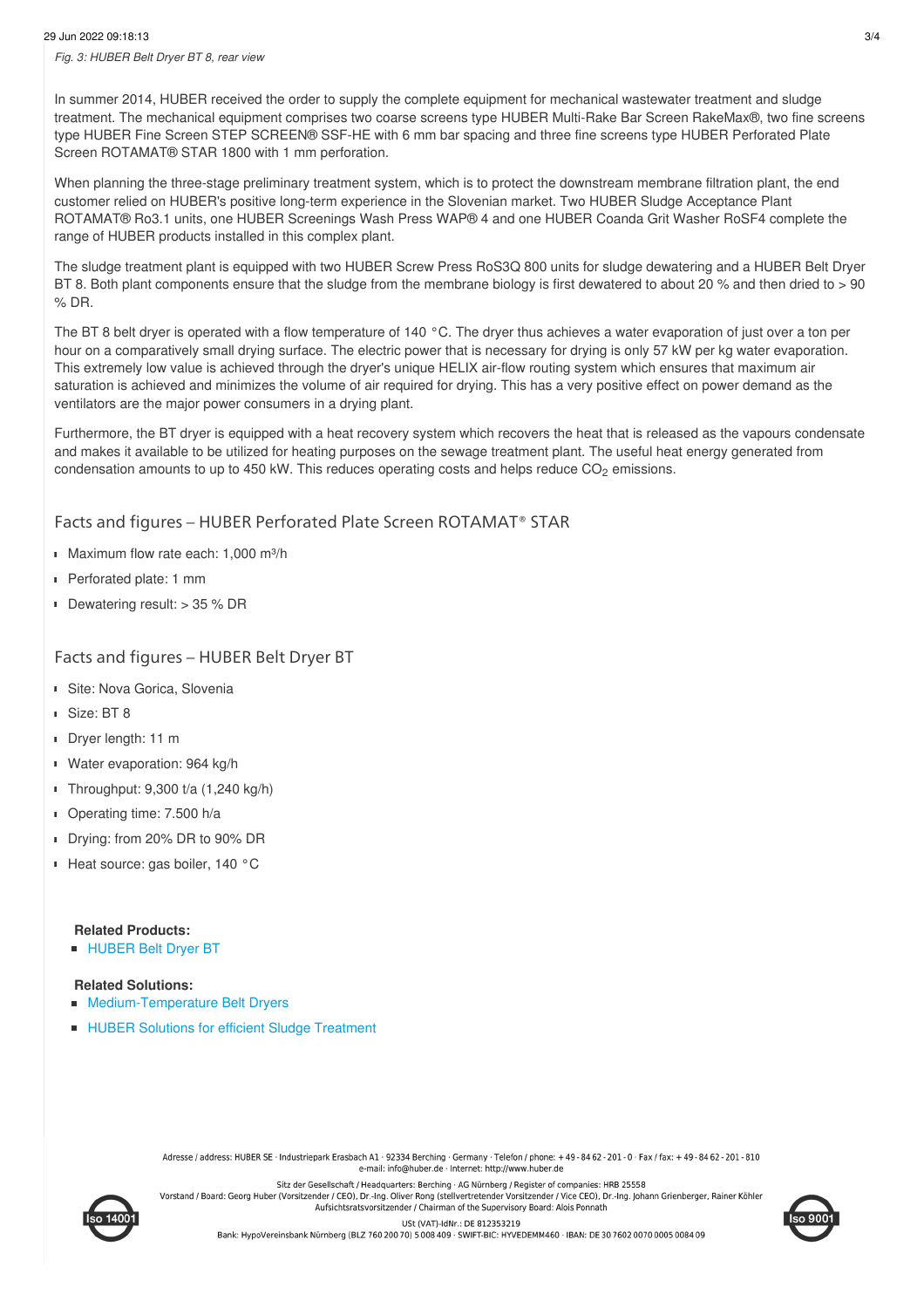*Fig. 3: HUBER Belt Dryer BT 8, rear view*

In summer 2014, HUBER received the order to supply the complete equipment for mechanical wastewater treatment and sludge treatment. The mechanical equipment comprises two coarse screens type HUBER Multi-Rake Bar Screen RakeMax®, two fine screens type HUBER Fine Screen STEP SCREEN® SSF-HE with 6 mm bar spacing and three fine screens type HUBER Perforated Plate Screen ROTAMAT® STAR 1800 with 1 mm perforation.

When planning the three-stage preliminary treatment system, which is to protect the downstream membrane filtration plant, the end customer relied on HUBER's positive long-term experience in the Slovenian market. Two HUBER Sludge Acceptance Plant ROTAMAT® Ro3.1 units, one HUBER Screenings Wash Press WAP® 4 and one HUBER Coanda Grit Washer RoSF4 complete the range of HUBER products installed in this complex plant.

The sludge treatment plant is equipped with two HUBER Screw Press RoS3Q 800 units for sludge dewatering and a HUBER Belt Dryer BT 8. Both plant components ensure that the sludge from the membrane biology is first dewatered to about 20 % and then dried to > 90 % DR.

The BT 8 belt dryer is operated with a flow temperature of 140 °C. The dryer thus achieves a water evaporation of just over a ton per hour on a comparatively small drying surface. The electric power that is necessary for drying is only 57 kW per kg water evaporation. This extremely low value is achieved through the dryer's unique HELIX air-flow routing system which ensures that maximum air saturation is achieved and minimizes the volume of air required for drying. This has a very positive effect on power demand as the ventilators are the major power consumers in a drying plant.

Furthermore, the BT dryer is equipped with a heat recovery system which recovers the heat that is released as the vapours condensate and makes it available to be utilized for heating purposes on the sewage treatment plant. The useful heat energy generated from condensation amounts to up to 450 kW. This reduces operating costs and helps reduce $CO_2$ emissions.

## Facts and figures – HUBER Perforated Plate Screen ROTAMAT® STAR

- Maximum flow rate each: 1,000 m³/h
- Perforated plate: 1 mm
- Dewatering result: > 35 % DR

## Facts and figures – HUBER Belt Dryer BT

- Site: Nova Gorica, Slovenia
- Size: BT 8
- Dryer length: 11 m
- Water evaporation: 964 kg/h
- Throughput: 9,300 t/a (1,240 kg/h)
- Operating time: 7.500 h/a
- Drying: from 20% DR to 90% DR
- Heat source: gas boiler, 140 °C

**Related Products:**

- HUBER Belt Dryer BT

**Related Solutions:**

- Medium-Temperature Belt Dryers
- HUBER Solutions for efficient Sludge Treatment